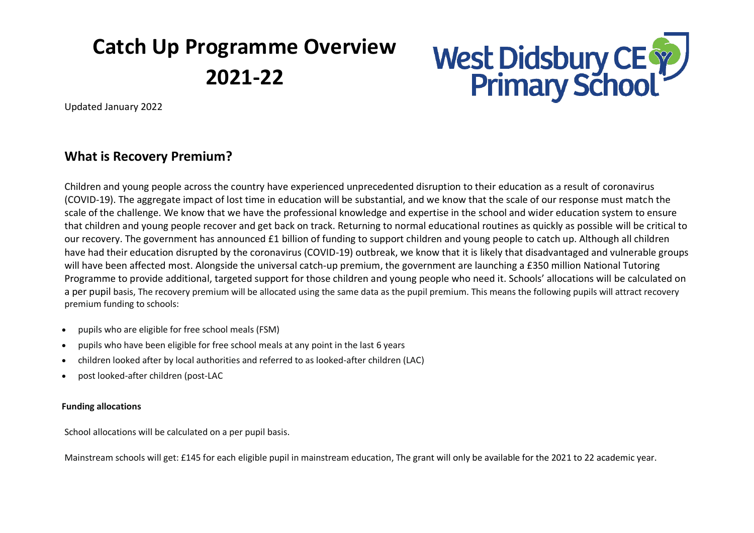# Catch Up Programme Overview 2021-22

West Didsbury CE Primary School

Updated January 2022

## What is Recovery Premium?

Children and young people across the country have experienced unprecedented disruption to their education as a result of coronavirus (COVID-19). The aggregate impact of lost time in education will be substantial, and we know that the scale of our response must match the scale of the challenge. We know that we have the professional knowledge and expertise in the school and wider education system to ensure that children and young people recover and get back on track. Returning to normal educational routines as quickly as possible will be critical to our recovery. The government has announced £1 billion of funding to support children and young people to catch up. Although all children have had their education disrupted by the coronavirus (COVID-19) outbreak, we know that it is likely that disadvantaged and vulnerable groups will have been affected most. Alongside the universal catch-up premium, the government are launching a £350 million National Tutoring Programme to provide additional, targeted support for those children and young people who need it. Schools' allocations will be calculated on a per pupil basis, The recovery premium will be allocated using the same data as the pupil premium. This means the following pupils will attract recovery premium funding to schools:

- pupils who are eligible for free school meals (FSM)
- pupils who have been eligible for free school meals at any point in the last 6 years
- children looked after by local authorities and referred to as looked-after children (LAC)
- post looked-after children (post-LAC

**Funding allocations**

School allocations will be calculated on a per pupil basis.

Mainstream schools will get: £145 for each eligible pupil in mainstream education, The grant will only be available for the 2021 to 22 academic year.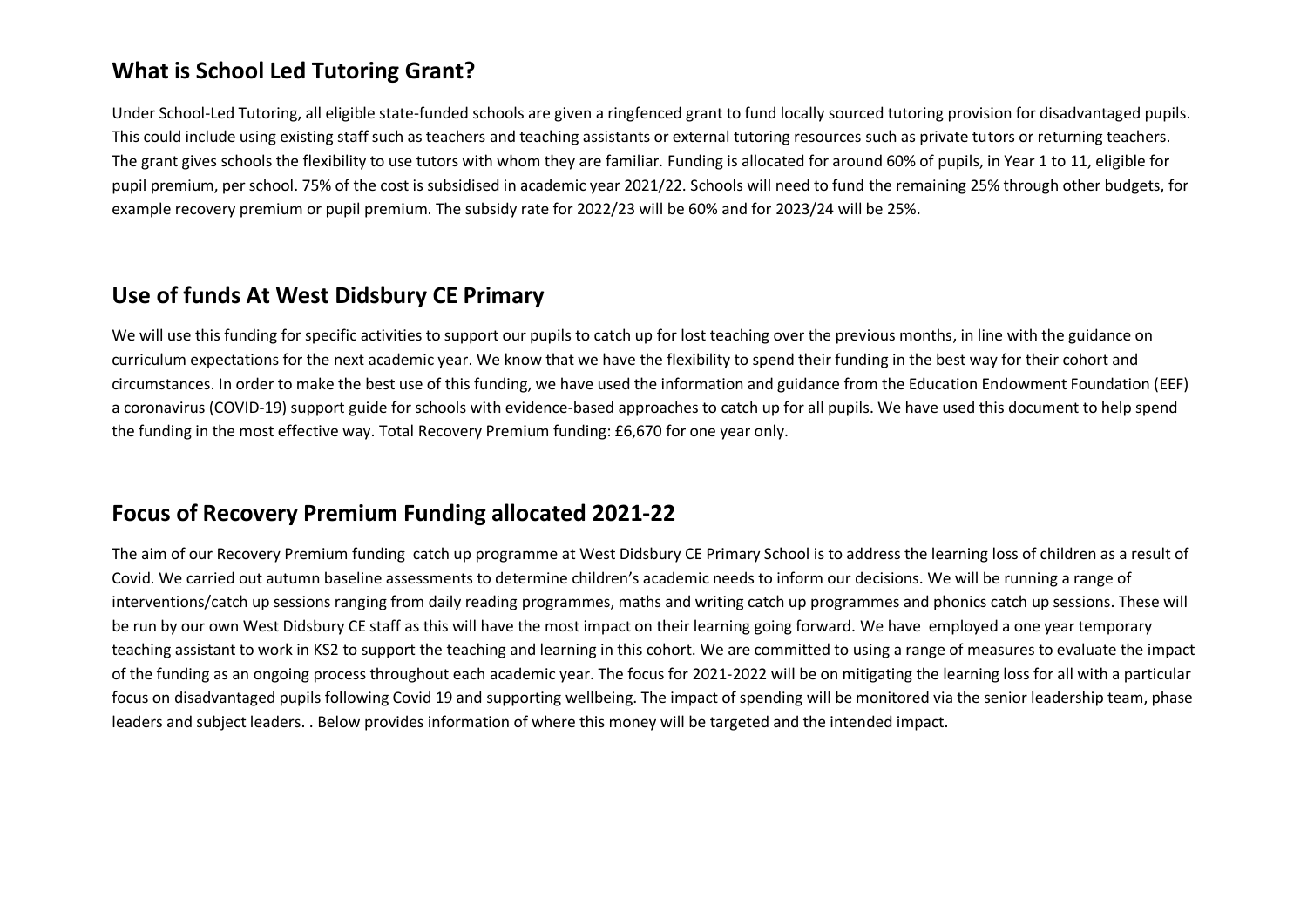## What is School Led Tutoring Grant?

Under School-Led Tutoring, all eligible state-funded schools are given a ringfenced grant to fund locally sourced tutoring provision for disadvantaged pupils. This could include using existing staff such as teachers and teaching assistants or external tutoring resources such as private tutors or returning teachers. The grant gives schools the flexibility to use tutors with whom they are familiar. Funding is allocated for around 60% of pupils, in Year 1 to 11, eligible for pupil premium, per school. 75% of the cost is subsidised in academic year 2021/22. Schools will need to fund the remaining 25% through other budgets, for example recovery premium or pupil premium. The subsidy rate for 2022/23 will be 60% and for 2023/24 will be 25%.

## Use of funds At West Didsbury CE Primary

We will use this funding for specific activities to support our pupils to catch up for lost teaching over the previous months, in line with the guidance on curriculum expectations for the next academic year. We know that we have the flexibility to spend their funding in the best way for their cohort and circumstances. In order to make the best use of this funding, we have used the information and guidance from the Education Endowment Foundation (EEF) a coronavirus (COVID-19) support guide for schools with evidence-based approaches to catch up for all pupils. We have used this document to help spend the funding in the most effective way. Total Recovery Premium funding: £6,670 for one year only.

## Focus of Recovery Premium Funding allocated 2021-22

The aim of our Recovery Premium funding catch up programme at West Didsbury CE Primary School is to address the learning loss of children as a result of Covid. We carried out autumn baseline assessments to determine children's academic needs to inform our decisions. We will be running a range of interventions/catch up sessions ranging from daily reading programmes, maths and writing catch up programmes and phonics catch up sessions. These will be run by our own West Didsbury CE staff as this will have the most impact on their learning going forward. We have employed a one year temporary teaching assistant to work in KS2 to support the teaching and learning in this cohort. We are committed to using a range of measures to evaluate the impact of the funding as an ongoing process throughout each academic year. The focus for 2021-2022 will be on mitigating the learning loss for all with a particular focus on disadvantaged pupils following Covid 19 and supporting wellbeing. The impact of spending will be monitored via the senior leadership team, phase leaders and subject leaders. . Below provides information of where this money will be targeted and the intended impact.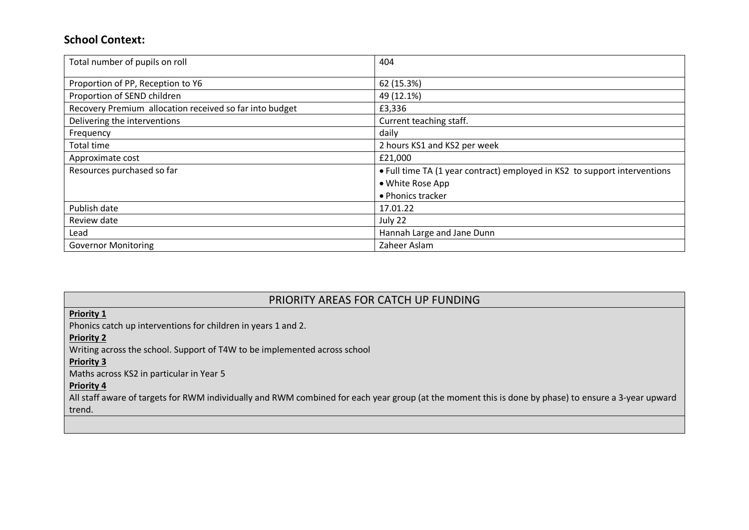## School Context:

| | |
|---|---|
| Total number of pupils on roll | 404 |
| Proportion of PP, Reception to Y6 | 62 (15.3%) |
| Proportion of SEND children | 49 (12.1%) |
| Recovery Premium allocation received so far into budget | £3,336 |
| Delivering the interventions | Current teaching staff. |
| Frequency | daily |
| Total time | 2 hours KS1 and KS2 per week |
| Approximate cost | £21,000 |
| Resources purchased so far | • Full time TA (1 year contract) employed in KS2 to support interventions<br>• White Rose App<br>• Phonics tracker |
| Publish date | 17.01.22 |
| Review date | July 22 |
| Lead | Hannah Large and Jane Dunn |
| Governor Monitoring | Zaheer Aslam |

| PRIORITY AREAS FOR CATCH UP FUNDING |
|---|
| **Priority 1**<br>Phonics catch up interventions for children in years 1 and 2.<br>**Priority 2**<br>Writing across the school. Support of T4W to be implemented across school<br>**Priority 3**<br>Maths across KS2 in particular in Year 5<br>**Priority 4**<br>All staff aware of targets for RWM individually and RWM combined for each year group (at the moment this is done by phase) to ensure a 3-year upward trend. |
| |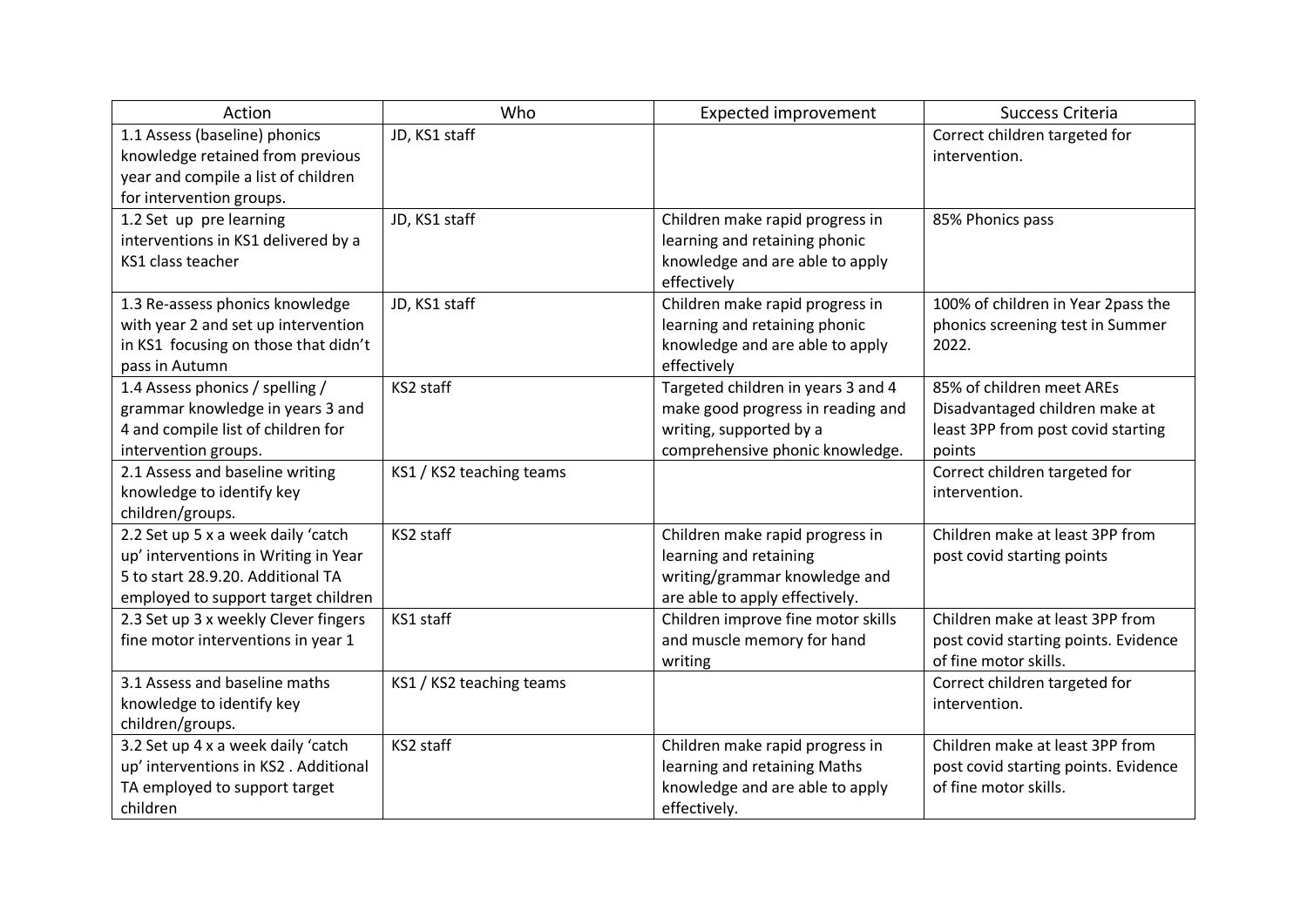| Action | Who | Expected improvement | Success Criteria |
|---|---|---|---|
| 1.1 Assess (baseline) phonics knowledge retained from previous year and compile a list of children for intervention groups. | JD, KS1 staff | | Correct children targeted for intervention. |
| 1.2 Set up pre learning interventions in KS1 delivered by a KS1 class teacher | JD, KS1 staff | Children make rapid progress in learning and retaining phonic knowledge and are able to apply effectively | 85% Phonics pass |
| 1.3 Re-assess phonics knowledge with year 2 and set up intervention in KS1 focusing on those that didn't pass in Autumn | JD, KS1 staff | Children make rapid progress in learning and retaining phonic knowledge and are able to apply effectively | 100% of children in Year 2pass the phonics screening test in Summer 2022. |
| 1.4 Assess phonics / spelling / grammar knowledge in years 3 and 4 and compile list of children for intervention groups. | KS2 staff | Targeted children in years 3 and 4 make good progress in reading and writing, supported by a comprehensive phonic knowledge. | 85% of children meet AREs Disadvantaged children make at least 3PP from post covid starting points |
| 2.1 Assess and baseline writing knowledge to identify key children/groups. | KS1 / KS2 teaching teams | | Correct children targeted for intervention. |
| 2.2 Set up 5 x a week daily 'catch up' interventions in Writing in Year 5 to start 28.9.20. Additional TA employed to support target children | KS2 staff | Children make rapid progress in learning and retaining writing/grammar knowledge and are able to apply effectively. | Children make at least 3PP from post covid starting points |
| 2.3 Set up 3 x weekly Clever fingers fine motor interventions in year 1 | KS1 staff | Children improve fine motor skills and muscle memory for hand writing | Children make at least 3PP from post covid starting points. Evidence of fine motor skills. |
| 3.1 Assess and baseline maths knowledge to identify key children/groups. | KS1 / KS2 teaching teams | | Correct children targeted for intervention. |
| 3.2 Set up 4 x a week daily 'catch up' interventions in KS2 . Additional TA employed to support target children | KS2 staff | Children make rapid progress in learning and retaining Maths knowledge and are able to apply effectively. | Children make at least 3PP from post covid starting points. Evidence of fine motor skills. |